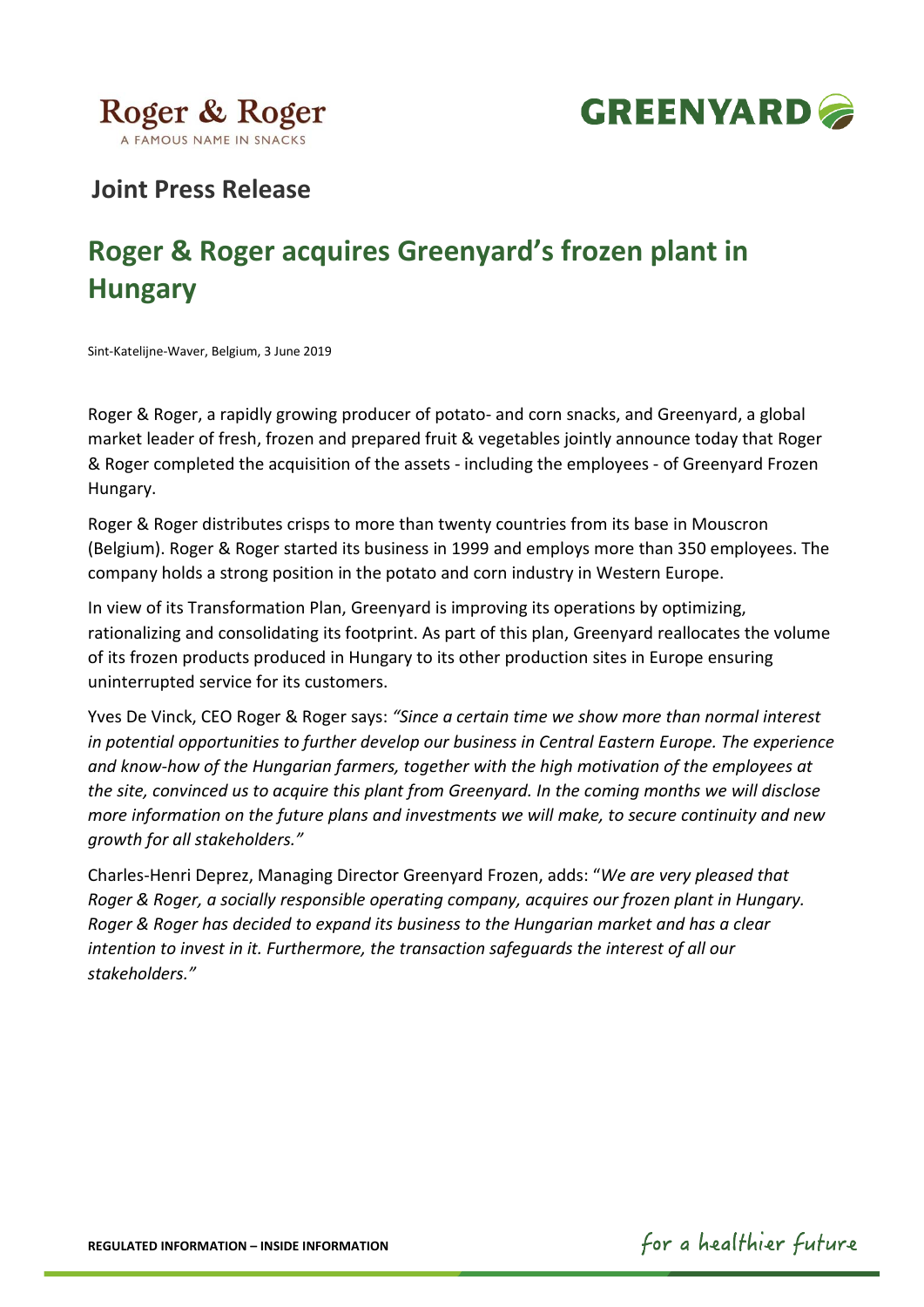Roger & Roger

A FAMOUS NAME IN SNACKS

GREENYARD

## Joint Press Release

# Roger & Roger acquires Greenyard's frozen plant in Hungary

Sint-Katelijne-Waver, Belgium, 3 June 2019

Roger & Roger, a rapidly growing producer of potato- and corn snacks, and Greenyard, a global market leader of fresh, frozen and prepared fruit & vegetables jointly announce today that Roger & Roger completed the acquisition of the assets - including the employees - of Greenyard Frozen Hungary.

Roger & Roger distributes crisps to more than twenty countries from its base in Mouscron (Belgium). Roger & Roger started its business in 1999 and employs more than 350 employees. The company holds a strong position in the potato and corn industry in Western Europe.

In view of its Transformation Plan, Greenyard is improving its operations by optimizing, rationalizing and consolidating its footprint. As part of this plan, Greenyard reallocates the volume of its frozen products produced in Hungary to its other production sites in Europe ensuring uninterrupted service for its customers.

Yves De Vinck, CEO Roger & Roger says: *"Since a certain time we show more than normal interest in potential opportunities to further develop our business in Central Eastern Europe. The experience and know-how of the Hungarian farmers, together with the high motivation of the employees at the site, convinced us to acquire this plant from Greenyard. In the coming months we will disclose more information on the future plans and investments we will make, to secure continuity and new growth for all stakeholders."*

Charles-Henri Deprez, Managing Director Greenyard Frozen, adds: "*We are very pleased that Roger & Roger, a socially responsible operating company, acquires our frozen plant in Hungary. Roger & Roger has decided to expand its business to the Hungarian market and has a clear intention to invest in it. Furthermore, the transaction safeguards the interest of all our stakeholders."*

**REGULATED INFORMATION – INSIDE INFORMATION**

for a healthier future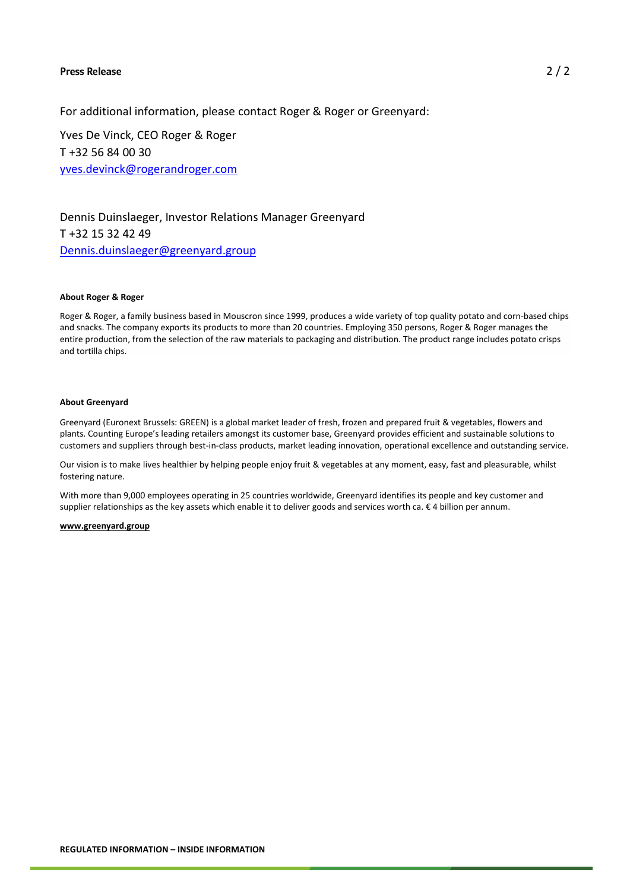For additional information, please contact Roger & Roger or Greenyard:

Yves De Vinck, CEO Roger & Roger
T +32 56 84 00 30
yves.devinck@rogerandroger.com

Dennis Duinslaeger, Investor Relations Manager Greenyard
T +32 15 32 42 49
Dennis.duinslaeger@greenyard.group

**About Roger & Roger**

Roger & Roger, a family business based in Mouscron since 1999, produces a wide variety of top quality potato and corn-based chips and snacks. The company exports its products to more than 20 countries. Employing 350 persons, Roger & Roger manages the entire production, from the selection of the raw materials to packaging and distribution. The product range includes potato crisps and tortilla chips.

**About Greenyard**

Greenyard (Euronext Brussels: GREEN) is a global market leader of fresh, frozen and prepared fruit & vegetables, flowers and plants. Counting Europe's leading retailers amongst its customer base, Greenyard provides efficient and sustainable solutions to customers and suppliers through best-in-class products, market leading innovation, operational excellence and outstanding service.

Our vision is to make lives healthier by helping people enjoy fruit & vegetables at any moment, easy, fast and pleasurable, whilst fostering nature.

With more than 9,000 employees operating in 25 countries worldwide, Greenyard identifies its people and key customer and supplier relationships as the key assets which enable it to deliver goods and services worth ca. € 4 billion per annum.

**www.greenyard.group**

**REGULATED INFORMATION – INSIDE INFORMATION**